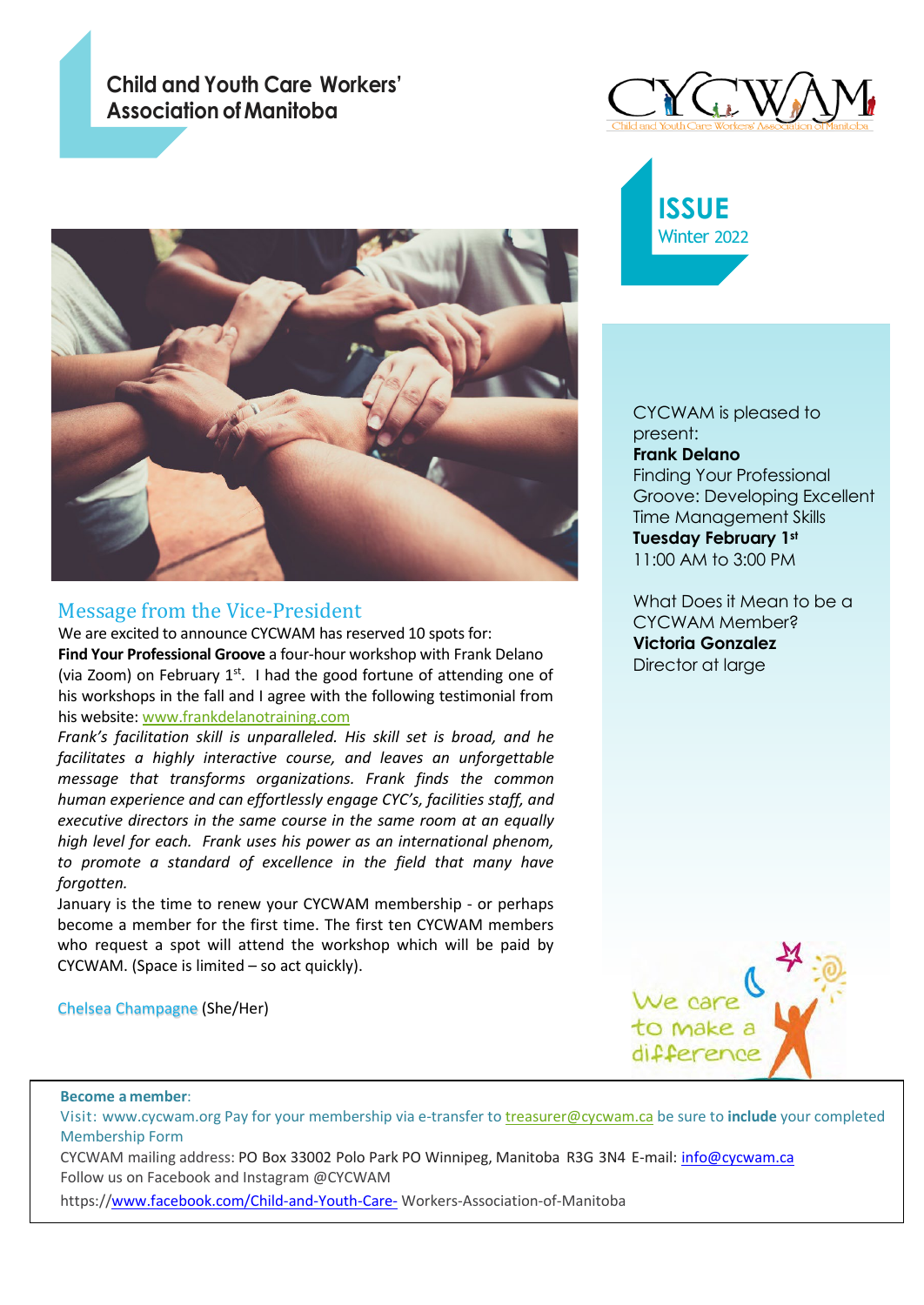# Child and Youth Care Workers' Association of Manitoba

CYCWAM

Child and Youth Care Workers' Association of Manitoba

**ISSUE**
Winter 2022

## Message from the Vice-President

We are excited to announce CYCWAM has reserved 10 spots for:
**Find Your Professional Groove** a four-hour workshop with Frank Delano (via Zoom) on February 1st. I had the good fortune of attending one of his workshops in the fall and I agree with the following testimonial from his website: www.frankdelanotraining.com

*Frank's facilitation skill is unparalleled. His skill set is broad, and he facilitates a highly interactive course, and leaves an unforgettable message that transforms organizations. Frank finds the common human experience and can effortlessly engage CYC's, facilities staff, and executive directors in the same course in the same room at an equally high level for each. Frank uses his power as an international phenom, to promote a standard of excellence in the field that many have forgotten.*

January is the time to renew your CYCWAM membership - or perhaps become a member for the first time. The first ten CYCWAM members who request a spot will attend the workshop which will be paid by CYCWAM. (Space is limited – so act quickly).

Chelsea Champagne (She/Her)

CYCWAM is pleased to present:
**Frank Delano**
Finding Your Professional Groove: Developing Excellent Time Management Skills
**Tuesday February 1st**
11:00 AM to 3:00 PM

What Does it Mean to be a CYCWAM Member?
**Victoria Gonzalez**
Director at large

We care to make a difference

**Become a member**:
Visit: www.cycwam.org Pay for your membership via e-transfer to treasurer@cycwam.ca be sure to **include** your completed Membership Form
CYCWAM mailing address: PO Box 33002 Polo Park PO Winnipeg, Manitoba R3G 3N4 E-mail: info@cycwam.ca
Follow us on Facebook and Instagram @CYCWAM
https://www.facebook.com/Child-and-Youth-Care- Workers-Association-of-Manitoba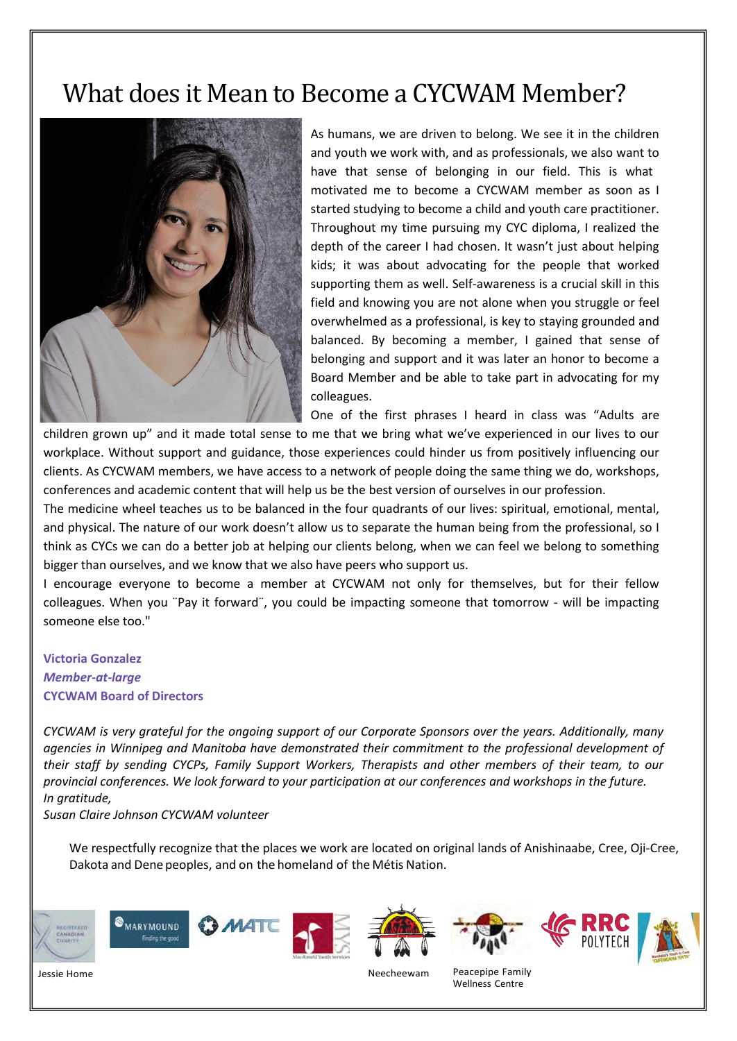# What does it Mean to Become a CYCWAM Member?

As humans, we are driven to belong. We see it in the children and youth we work with, and as professionals, we also want to have that sense of belonging in our field. This is what motivated me to become a CYCWAM member as soon as I started studying to become a child and youth care practitioner. Throughout my time pursuing my CYC diploma, I realized the depth of the career I had chosen. It wasn't just about helping kids; it was about advocating for the people that worked supporting them as well. Self-awareness is a crucial skill in this field and knowing you are not alone when you struggle or feel overwhelmed as a professional, is key to staying grounded and balanced. By becoming a member, I gained that sense of belonging and support and it was later an honor to become a Board Member and be able to take part in advocating for my colleagues.

One of the first phrases I heard in class was "Adults are children grown up" and it made total sense to me that we bring what we've experienced in our lives to our workplace. Without support and guidance, those experiences could hinder us from positively influencing our clients. As CYCWAM members, we have access to a network of people doing the same thing we do, workshops, conferences and academic content that will help us be the best version of ourselves in our profession.

The medicine wheel teaches us to be balanced in the four quadrants of our lives: spiritual, emotional, mental, and physical. The nature of our work doesn't allow us to separate the human being from the professional, so I think as CYCs we can do a better job at helping our clients belong, when we can feel we belong to something bigger than ourselves, and we know that we also have peers who support us.

I encourage everyone to become a member at CYCWAM not only for themselves, but for their fellow colleagues. When you ¨Pay it forward¨, you could be impacting someone that tomorrow - will be impacting someone else too."

**Victoria Gonzalez**
***Member-at-large***
**CYCWAM Board of Directors**

*CYCWAM is very grateful for the ongoing support of our Corporate Sponsors over the years. Additionally, many agencies in Winnipeg and Manitoba have demonstrated their commitment to the professional development of their staff by sending CYCPs, Family Support Workers, Therapists and other members of their team, to our provincial conferences. We look forward to your participation at our conferences and workshops in the future.*
*In gratitude,*
*Susan Claire Johnson CYCWAM volunteer*

We respectfully recognize that the places we work are located on original lands of Anishinaabe, Cree, Oji-Cree, Dakota and Dene peoples, and on the homeland of the Métis Nation.

Jessie Home

Neecheewam

Peacepipe Family Wellness Centre